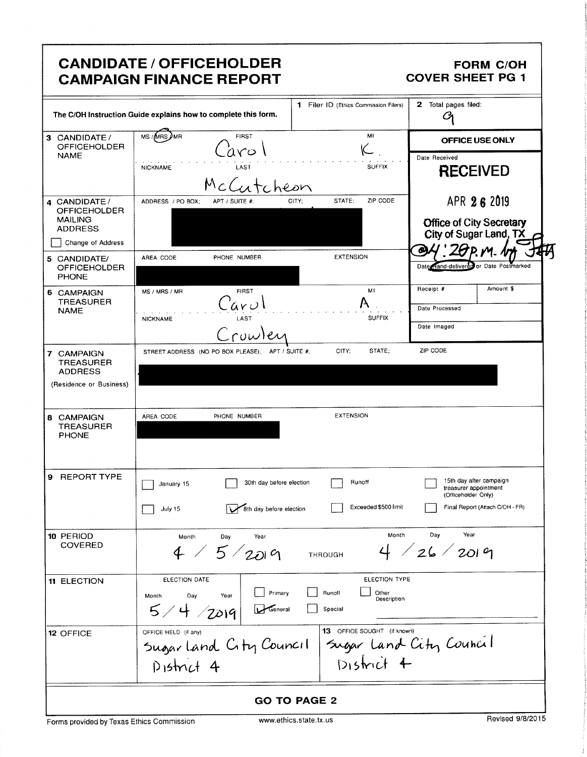# CANDIDATE / OFFICEHOLDER CAMPAIGN FINANCE REPORT

**FORM C/OH**
**COVER SHEET PG 1**

The C/OH Instruction Guide explains how to complete this form.

**1** Filer ID (Ethics Commission Filers)

**2** Total pages filed: 9

**OFFICE USE ONLY**

Date Received

**RECEIVED**

APR 26 2019

Office of City Secretary
City of Sugar Land, TX

@4:28 p.m. by

Date Hand-delivered or Date Postmarked

Receipt # | Amount $

Date Processed

Date Imaged

**3 CANDIDATE / OFFICEHOLDER NAME**

MS / (MRS) / MR — FIRST: Carol — MI: K.

NICKNAME — LAST: McCutcheon — SUFFIX

**4 CANDIDATE / OFFICEHOLDER MAILING ADDRESS**

ADDRESS / PO BOX; APT / SUITE #; CITY; STATE; ZIP CODE

[REDACTED]

☐ Change of Address

**5 CANDIDATE / OFFICEHOLDER PHONE**

AREA CODE — PHONE NUMBER — EXTENSION

[REDACTED]

**6 CAMPAIGN TREASURER NAME**

MS / MRS / MR — FIRST: Carol — MI: A.

NICKNAME — LAST: Crowley — SUFFIX

**7 CAMPAIGN TREASURER ADDRESS** (Residence or Business)

STREET ADDRESS (NO PO BOX PLEASE); APT / SUITE #; CITY; STATE; ZIP CODE

[REDACTED]

**8 CAMPAIGN TREASURER PHONE**

AREA CODE — PHONE NUMBER — EXTENSION

[REDACTED]

**9 REPORT TYPE**

- ☐ January 15
- ☐ 30th day before election
- ☐ Runoff
- ☐ 15th day after campaign treasurer appointment (Officeholder Only)
- ☐ July 15
- ☑ 8th day before election
- ☐ Exceeded $500 limit
- ☐ Final Report (Attach C/OH - FR)

**10 PERIOD COVERED**

Month / Day / Year: 4 / 5 / 2019 THROUGH Month / Day / Year: 4 / 26 / 2019

**11 ELECTION**

ELECTION DATE — Month / Day / Year: 5 / 4 / 2019

ELECTION TYPE

- ☐ Primary
- ☐ Runoff
- ☐ Other Description
- ☑ General
- ☐ Special

**12 OFFICE**

OFFICE HELD (if any): Sugar Land City Council District 4

**13** OFFICE SOUGHT (if known): Sugar Land City Council District 4

**GO TO PAGE 2**

Forms provided by Texas Ethics Commission — www.ethics.state.tx.us — Revised 9/8/2015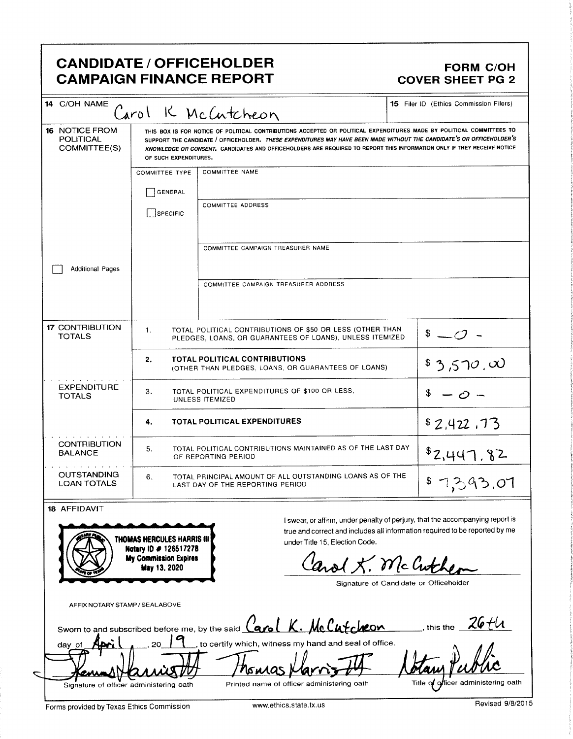# CANDIDATE / OFFICEHOLDER CAMPAIGN FINANCE REPORT

## FORM C/OH COVER SHEET PG 2

| | |
|---|---|
| **14** C/OH NAME | Carol K McCutcheon |
| **15** Filer ID (Ethics Commission Filers) | |

**16** NOTICE FROM POLITICAL COMMITTEE(S)

THIS BOX IS FOR NOTICE OF POLITICAL CONTRIBUTIONS ACCEPTED OR POLITICAL EXPENDITURES MADE BY POLITICAL COMMITTEES TO SUPPORT THE CANDIDATE / OFFICEHOLDER. *THESE EXPENDITURES MAY HAVE BEEN MADE WITHOUT THE CANDIDATE'S OR OFFICEHOLDER'S KNOWLEDGE OR CONSENT.* CANDIDATES AND OFFICEHOLDERS ARE REQUIRED TO REPORT THIS INFORMATION ONLY IF THEY RECEIVE NOTICE OF SUCH EXPENDITURES.

| COMMITTEE TYPE | |
|---|---|
| ☐ GENERAL | COMMITTEE NAME |
| ☐ SPECIFIC | COMMITTEE ADDRESS |
| | COMMITTEE CAMPAIGN TREASURER NAME |
| | COMMITTEE CAMPAIGN TREASURER ADDRESS |

☐ Additional Pages

| | | | |
|---|---|---|---|
| **17** CONTRIBUTION TOTALS | 1. | TOTAL POLITICAL CONTRIBUTIONS OF $50 OR LESS (OTHER THAN PLEDGES, LOANS, OR GUARANTEES OF LOANS), UNLESS ITEMIZED | $ -0- |
| | 2. | **TOTAL POLITICAL CONTRIBUTIONS** (OTHER THAN PLEDGES, LOANS, OR GUARANTEES OF LOANS) | $ 3,570.00 |
| EXPENDITURE TOTALS | 3. | TOTAL POLITICAL EXPENDITURES OF $100 OR LESS, UNLESS ITEMIZED | $ -0- |
| | 4. | **TOTAL POLITICAL EXPENDITURES** | $ 2,422.73 |
| CONTRIBUTION BALANCE | 5. | TOTAL POLITICAL CONTRIBUTIONS MAINTAINED AS OF THE LAST DAY OF REPORTING PERIOD | $ 2,447.82 |
| OUTSTANDING LOAN TOTALS | 6. | TOTAL PRINCIPAL AMOUNT OF ALL OUTSTANDING LOANS AS OF THE LAST DAY OF THE REPORTING PERIOD | $ 7,393.07 |

**18** AFFIDAVIT

THOMAS HERCULES HARRIS III
Notary ID # 126517278
My Commission Expires
May 13, 2020

AFFIX NOTARY STAMP / SEALABOVE

I swear, or affirm, under penalty of perjury, that the accompanying report is true and correct and includes all information required to be reported by me under Title 15, Election Code.

Carol K. McCutcheon
Signature of Candidate or Officeholder

Sworn to and subscribed before me, by the said Carol K. McCutcheon, this the 26th day of April, 20 19, to certify which, witness my hand and seal of office.

| Thomas Harris III | Thomas Harris III | Notary Public |
|---|---|---|
| Signature of officer administering oath | Printed name of officer administering oath | Title of officer administering oath |

Forms provided by Texas Ethics Commission    www.ethics.state.tx.us    Revised 9/8/2015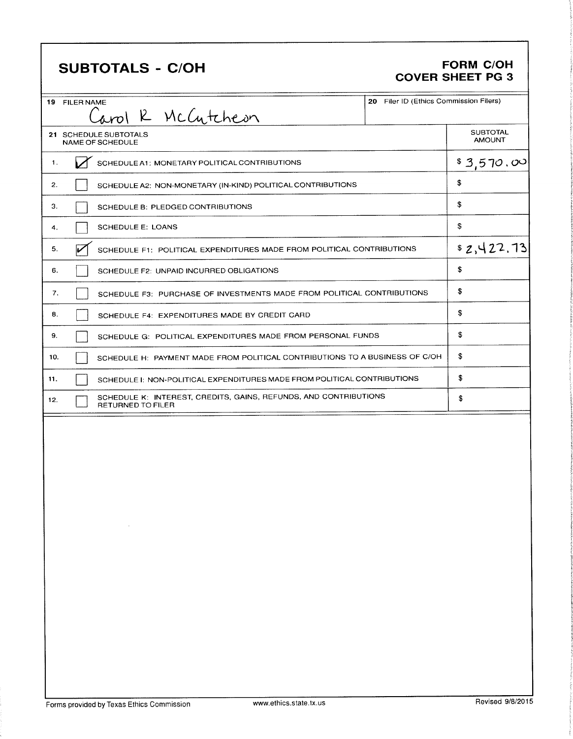# SUBTOTALS - C/OH

## FORM C/OH
## COVER SHEET PG 3

| 19 FILER NAME | 20 Filer ID (Ethics Commission Filers) |
|---|---|
| Carol R McCutcheon | |

| 21 SCHEDULE SUBTOTALS NAME OF SCHEDULE | | SUBTOTAL AMOUNT |
|---|---|---|
| 1. | ☑ SCHEDULE A1: MONETARY POLITICAL CONTRIBUTIONS | $ 3,570.00 |
| 2. | ☐ SCHEDULE A2: NON-MONETARY (IN-KIND) POLITICAL CONTRIBUTIONS | $ |
| 3. | ☐ SCHEDULE B: PLEDGED CONTRIBUTIONS | $ |
| 4. | ☐ SCHEDULE E: LOANS | $ |
| 5. | ☑ SCHEDULE F1: POLITICAL EXPENDITURES MADE FROM POLITICAL CONTRIBUTIONS | $ 2,422.73 |
| 6. | ☐ SCHEDULE F2: UNPAID INCURRED OBLIGATIONS | $ |
| 7. | ☐ SCHEDULE F3: PURCHASE OF INVESTMENTS MADE FROM POLITICAL CONTRIBUTIONS | $ |
| 8. | ☐ SCHEDULE F4: EXPENDITURES MADE BY CREDIT CARD | $ |
| 9. | ☐ SCHEDULE G: POLITICAL EXPENDITURES MADE FROM PERSONAL FUNDS | $ |
| 10. | ☐ SCHEDULE H: PAYMENT MADE FROM POLITICAL CONTRIBUTIONS TO A BUSINESS OF C/OH | $ |
| 11. | ☐ SCHEDULE I: NON-POLITICAL EXPENDITURES MADE FROM POLITICAL CONTRIBUTIONS | $ |
| 12. | ☐ SCHEDULE K: INTEREST, CREDITS, GAINS, REFUNDS, AND CONTRIBUTIONS RETURNED TO FILER | $ |

Forms provided by Texas Ethics Commission www.ethics.state.tx.us Revised 9/8/2015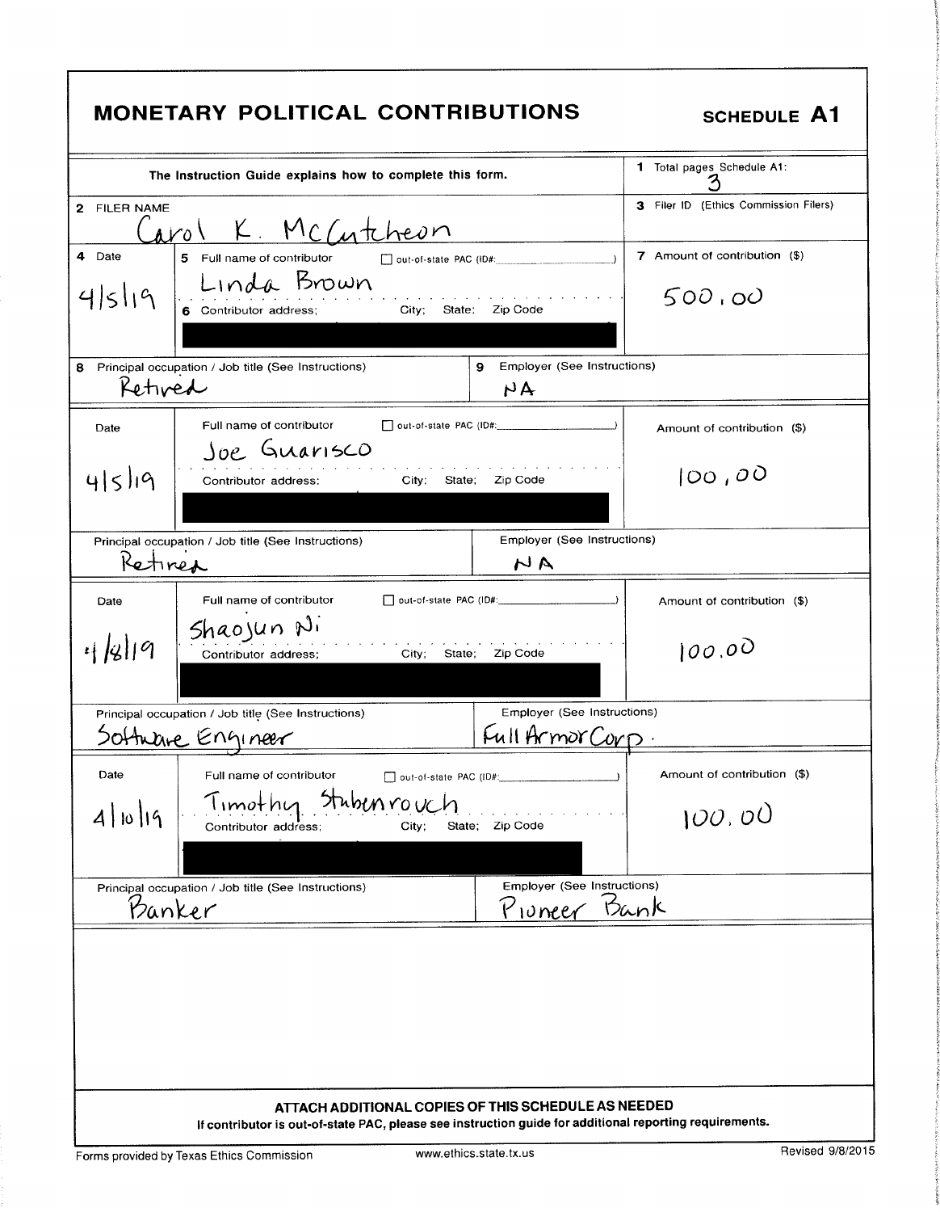# MONETARY POLITICAL CONTRIBUTIONS

**SCHEDULE A1**

The Instruction Guide explains how to complete this form.

**1** Total pages Schedule A1: 3

**2** FILER NAME: Carol K. McCutcheon

**3** Filer ID (Ethics Commission Filers):

| 4 Date | 5 Full name of contributor / 6 Contributor address; City; State; Zip Code | out-of-state PAC (ID#: ) | 7 Amount of contribution ($) |
|---|---|---|---|
| 4/5/19 | Linda Brown | ☐ | 500.00 |
| | 8 Principal occupation / Job title: Retired | 9 Employer: NA | |
| 4/5/19 | Joe Guarisco | ☐ | 100,00 |
| | Principal occupation / Job title: Retired | Employer: NA | |
| 4/8/19 | Shaojun Ni | ☐ | 100.00 |
| | Principal occupation / Job title: Software Engineer | Employer: Full Armor Corp. | |
| 4/10/19 | Timothy Stubenrouch | ☐ | 100.00 |
| | Principal occupation / Job title: Banker | Employer: Pioneer Bank | |

**ATTACH ADDITIONAL COPIES OF THIS SCHEDULE AS NEEDED**

If contributor is out-of-state PAC, please see instruction guide for additional reporting requirements.

Forms provided by Texas Ethics Commission — www.ethics.state.tx.us — Revised 9/8/2015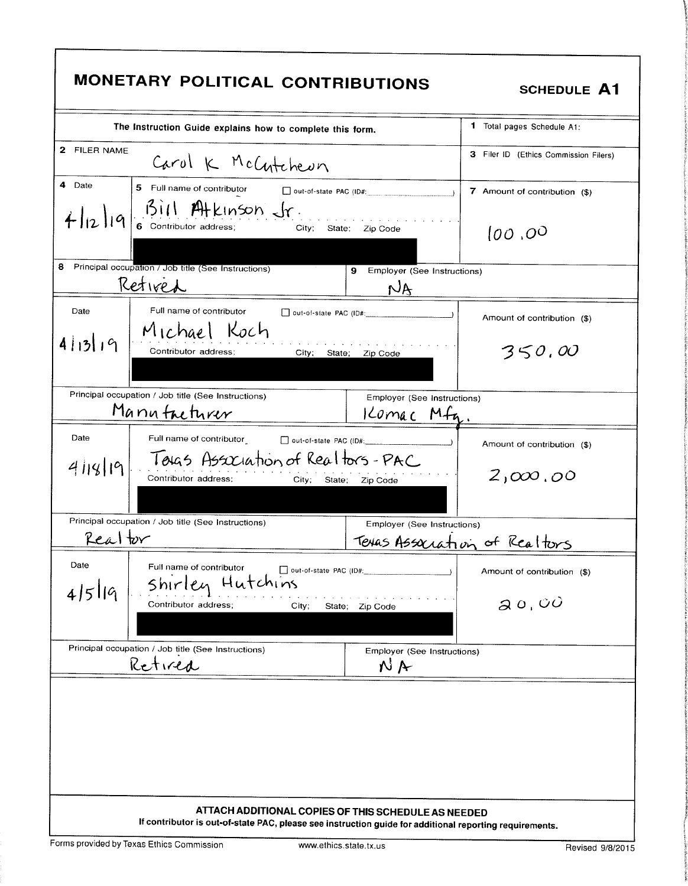# MONETARY POLITICAL CONTRIBUTIONS

**SCHEDULE A1**

The Instruction Guide explains how to complete this form.

**1** Total pages Schedule A1:

**2** FILER NAME: Carol K McCutcheon

**3** Filer ID (Ethics Commission Filers):

| 4 Date | 5 Full name of contributor / 6 Contributor address; City; State; Zip Code | 7 Amount of contribution ($) |
|---|---|---|
| 4/12/19 | Bill Atkinson Jr. ☐ out-of-state PAC (ID#: ) | 100.00 |
| | [REDACTED] | |
| **8** Principal occupation / Job title (See Instructions): Retired | **9** Employer (See Instructions): NA | |

| Date | Full name of contributor / Contributor address; City; State; Zip Code | Amount of contribution ($) |
|---|---|---|
| 4/13/19 | Michael Koch ☐ out-of-state PAC (ID#: ) | 350.00 |
| | [REDACTED] | |
| Principal occupation / Job title (See Instructions): Manufacturer | Employer (See Instructions): Komac Mfg. | |

| Date | Full name of contributor / Contributor address; City; State; Zip Code | Amount of contribution ($) |
|---|---|---|
| 4/18/19 | Texas Association of Realtors - PAC ☐ out-of-state PAC (ID#: ) | 2,000.00 |
| | [REDACTED] | |
| Principal occupation / Job title (See Instructions): Realtor | Employer (See Instructions): Texas Association of Realtors | |

| Date | Full name of contributor / Contributor address; City; State; Zip Code | Amount of contribution ($) |
|---|---|---|
| 4/5/19 | Shirley Hutchins ☐ out-of-state PAC (ID#: ) | 20.00 |
| | [REDACTED] | |
| Principal occupation / Job title (See Instructions): Retired | Employer (See Instructions): NA | |

**ATTACH ADDITIONAL COPIES OF THIS SCHEDULE AS NEEDED**

**If contributor is out-of-state PAC, please see instruction guide for additional reporting requirements.**

Forms provided by Texas Ethics Commission www.ethics.state.tx.us Revised 9/8/2015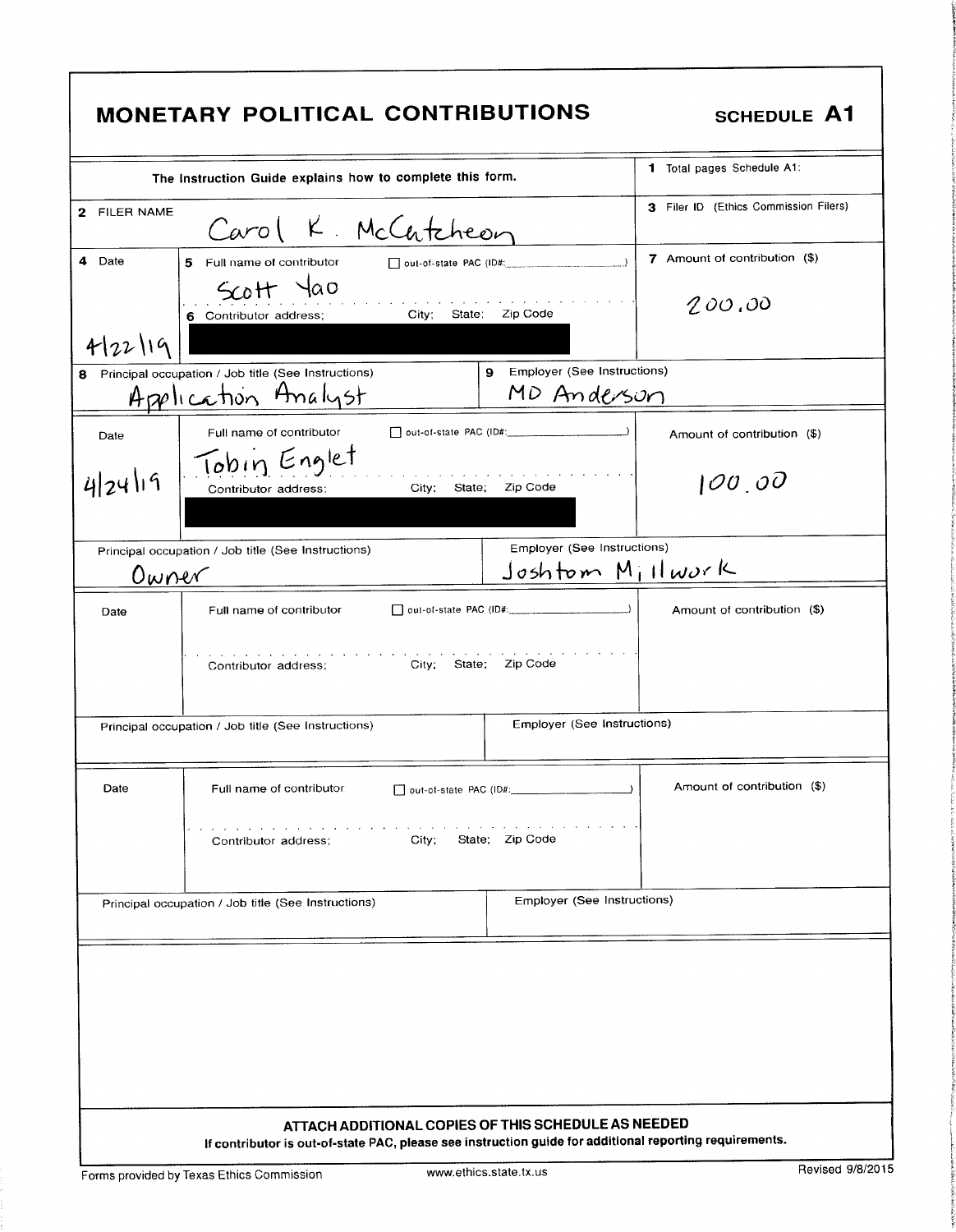# MONETARY POLITICAL CONTRIBUTIONS

**SCHEDULE A1**

The Instruction Guide explains how to complete this form.

**1** Total pages Schedule A1:

**2** FILER NAME: Carol K. McCutcheon

**3** Filer ID (Ethics Commission Filers):

| Date | Full name of contributor / Contributor address; City; State; Zip Code | Amount of contribution ($) |
|---|---|---|
| **4** 4/22/19 | **5** Scott Yao (☐ out-of-state PAC (ID#: )) <br> **6** Contributor address; City; State; Zip Code: [REDACTED] | **7** 200.00 |
| **8** Principal occupation / Job title (See Instructions): Application Analyst | **9** Employer (See Instructions): MD Anderson | |
| 4/24/19 | Tobin Englet (☐ out-of-state PAC (ID#: )) <br> Contributor address; City; State; Zip Code: [REDACTED] | 100.00 |
| Principal occupation / Job title (See Instructions): Owner | Employer (See Instructions): Joshtom Millwork | |
| | Full name of contributor (☐ out-of-state PAC (ID#: )) <br> Contributor address; City; State; Zip Code | |
| Principal occupation / Job title (See Instructions) | Employer (See Instructions) | |
| | Full name of contributor (☐ out-of-state PAC (ID#: )) <br> Contributor address; City; State; Zip Code | |
| Principal occupation / Job title (See Instructions) | Employer (See Instructions) | |

**ATTACH ADDITIONAL COPIES OF THIS SCHEDULE AS NEEDED**

**If contributor is out-of-state PAC, please see instruction guide for additional reporting requirements.**

Forms provided by Texas Ethics Commission | www.ethics.state.tx.us | Revised 9/8/2015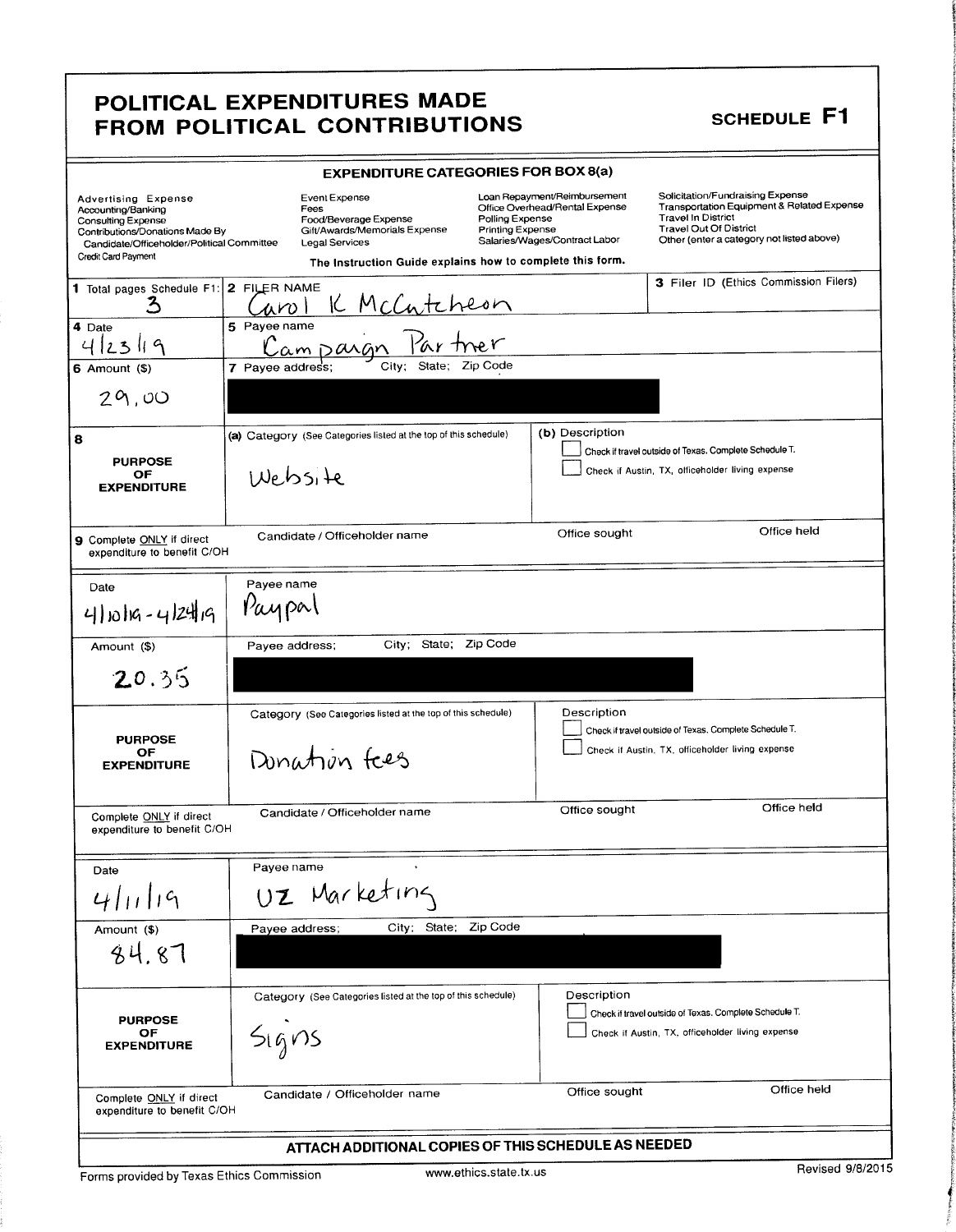# POLITICAL EXPENDITURES MADE FROM POLITICAL CONTRIBUTIONS

**SCHEDULE F1**

## EXPENDITURE CATEGORIES FOR BOX 8(a)

| | | | |
|---|---|---|---|
| Advertising Expense | Event Expense | Loan Repayment/Reimbursement | Solicitation/Fundraising Expense |
| Accounting/Banking | Fees | Office Overhead/Rental Expense | Transportation Equipment & Related Expense |
| Consulting Expense | Food/Beverage Expense | Polling Expense | Travel In District |
| Contributions/Donations Made By Candidate/Officeholder/Political Committee | Gift/Awards/Memorials Expense | Printing Expense | Travel Out Of District |
| Credit Card Payment | Legal Services | Salaries/Wages/Contract Labor | Other (enter a category not listed above) |

The Instruction Guide explains how to complete this form.

**1** Total pages Schedule F1: 3

**2** FILER NAME: Carol K McCutcheon

**3** Filer ID (Ethics Commission Filers):

---

**4** Date: 4/23/19

**5** Payee name: Campaign Partner

**6** Amount ($): 29.00

**7** Payee address; City; State; Zip Code: [REDACTED]

**8 PURPOSE OF EXPENDITURE**

(a) Category (See Categories listed at the top of this schedule): Website

(b) Description:

- [ ] Check if travel outside of Texas. Complete Schedule T.
- [ ] Check if Austin, TX, officeholder living expense

**9** Complete ONLY if direct expenditure to benefit C/OH — Candidate / Officeholder name: | Office sought: | Office held:

---

Date: 4/10/19 - 4/24/19

Payee name: Paypal

Amount ($): 20.35

Payee address; City; State; Zip Code: [REDACTED]

**PURPOSE OF EXPENDITURE**

Category (See Categories listed at the top of this schedule): Donation fees

Description:

- [ ] Check if travel outside of Texas. Complete Schedule T.
- [ ] Check if Austin, TX, officeholder living expense

Complete ONLY if direct expenditure to benefit C/OH — Candidate / Officeholder name: | Office sought: | Office held:

---

Date: 4/11/19

Payee name: UZ Marketing

Amount ($): 84.87

Payee address; City; State; Zip Code: [REDACTED]

**PURPOSE OF EXPENDITURE**

Category (See Categories listed at the top of this schedule): Signs

Description:

- [ ] Check if travel outside of Texas. Complete Schedule T.
- [ ] Check if Austin, TX, officeholder living expense

Complete ONLY if direct expenditure to benefit C/OH — Candidate / Officeholder name: | Office sought: | Office held:

---

**ATTACH ADDITIONAL COPIES OF THIS SCHEDULE AS NEEDED**

Forms provided by Texas Ethics Commission www.ethics.state.tx.us Revised 9/8/2015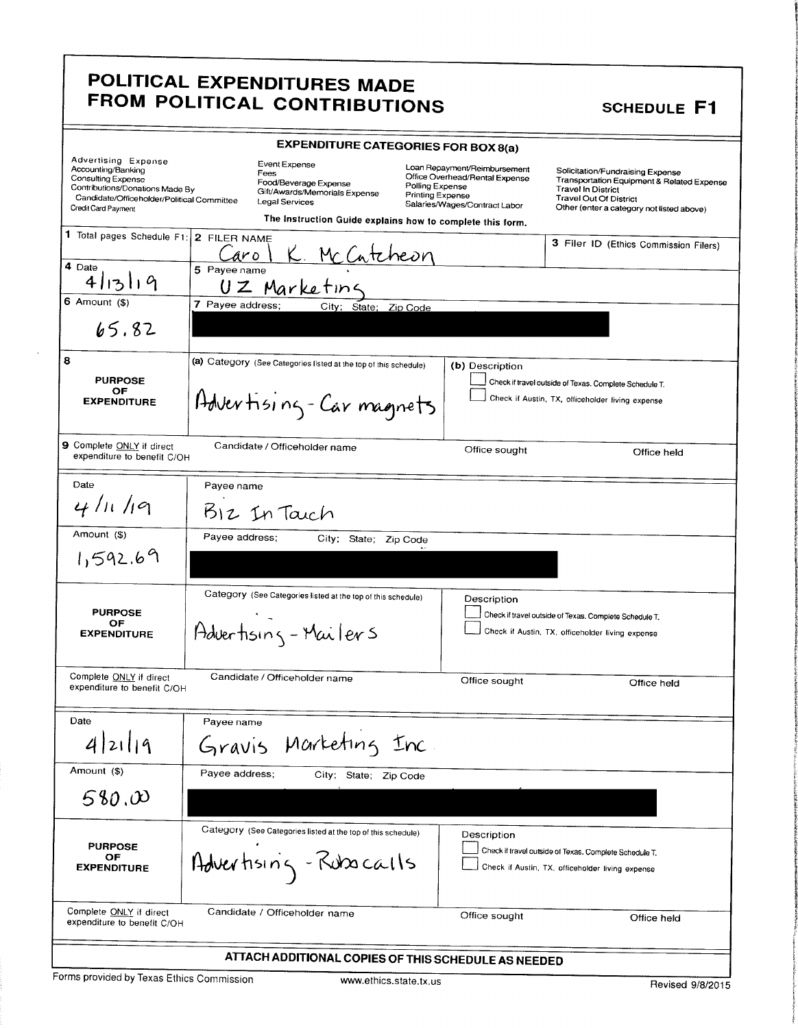# POLITICAL EXPENDITURES MADE FROM POLITICAL CONTRIBUTIONS

**SCHEDULE F1**

## EXPENDITURE CATEGORIES FOR BOX 8(a)

| | | | |
|---|---|---|---|
| Advertising Expense | Event Expense | Loan Repayment/Reimbursement | Solicitation/Fundraising Expense |
| Accounting/Banking | Fees | Office Overhead/Rental Expense | Transportation Equipment & Related Expense |
| Consulting Expense | Food/Beverage Expense | Polling Expense | Travel In District |
| Contributions/Donations Made By Candidate/Officeholder/Political Committee | Gift/Awards/Memorials Expense | Printing Expense | Travel Out Of District |
| Credit Card Payment | Legal Services | Salaries/Wages/Contract Labor | Other (enter a category not listed above) |

The Instruction Guide explains how to complete this form.

**1** Total pages Schedule F1:

**2** FILER NAME: Carol K. McCutcheon

**3** Filer ID (Ethics Commission Filers):

---

**4** Date: 4/13/19

**5** Payee name: UZ Marketing

**6** Amount ($): 65.82

**7** Payee address; City; State; Zip Code: [REDACTED]

**8** PURPOSE OF EXPENDITURE

(a) Category (See Categories listed at the top of this schedule): Advertising - Car magnets

(b) Description

- [ ] Check if travel outside of Texas. Complete Schedule T.
- [ ] Check if Austin, TX, officeholder living expense

**9** Complete ONLY if direct expenditure to benefit C/OH

| Candidate / Officeholder name | Office sought | Office held |
|---|---|---|
| | | |

---

Date: 4/11/19

Payee name: Biz In Touch

Amount ($): 1,592.69

Payee address; City; State; Zip Code: [REDACTED]

PURPOSE OF EXPENDITURE

Category (See Categories listed at the top of this schedule): Advertising - Mailers

Description

- [ ] Check if travel outside of Texas. Complete Schedule T.
- [ ] Check if Austin, TX, officeholder living expense

Complete ONLY if direct expenditure to benefit C/OH

| Candidate / Officeholder name | Office sought | Office held |
|---|---|---|
| | | |

---

Date: 4/21/19

Payee name: Gravis Marketing Inc

Amount ($): 580.00

Payee address; City; State; Zip Code: [REDACTED]

PURPOSE OF EXPENDITURE

Category (See Categories listed at the top of this schedule): Advertising - Robocalls

Description

- [ ] Check if travel outside of Texas. Complete Schedule T.
- [ ] Check if Austin, TX, officeholder living expense

Complete ONLY if direct expenditure to benefit C/OH

| Candidate / Officeholder name | Office sought | Office held |
|---|---|---|
| | | |

---

**ATTACH ADDITIONAL COPIES OF THIS SCHEDULE AS NEEDED**

Forms provided by Texas Ethics Commission — www.ethics.state.tx.us — Revised 9/8/2015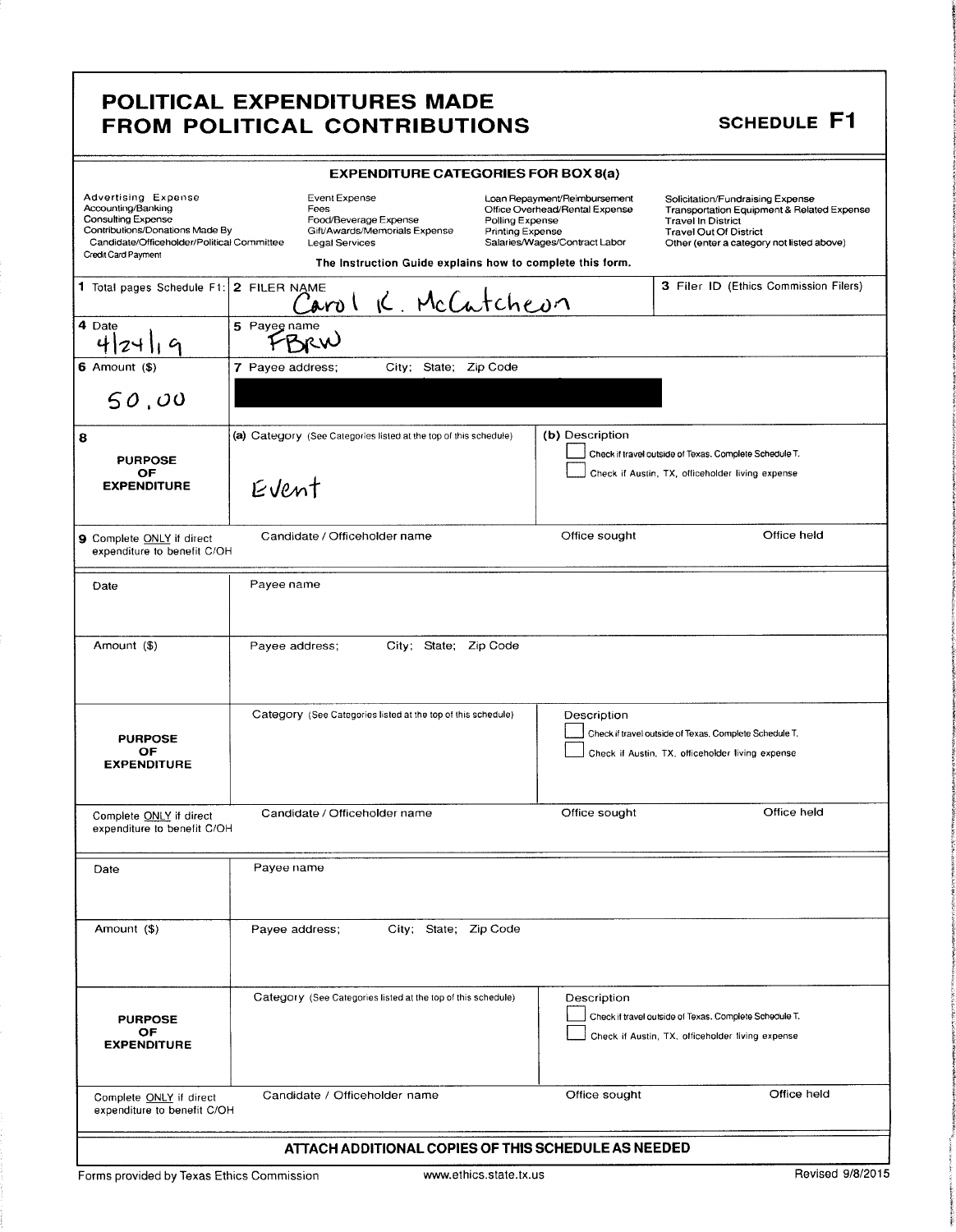# POLITICAL EXPENDITURES MADE FROM POLITICAL CONTRIBUTIONS

**SCHEDULE F1**

**EXPENDITURE CATEGORIES FOR BOX 8(a)**

| | | | |
|---|---|---|---|
| Advertising Expense | Event Expense | Loan Repayment/Reimbursement | Solicitation/Fundraising Expense |
| Accounting/Banking | Fees | Office Overhead/Rental Expense | Transportation Equipment & Related Expense |
| Consulting Expense | Food/Beverage Expense | Polling Expense | Travel In District |
| Contributions/Donations Made By Candidate/Officeholder/Political Committee | Gift/Awards/Memorials Expense | Printing Expense | Travel Out Of District |
| Credit Card Payment | Legal Services | Salaries/Wages/Contract Labor | Other (enter a category not listed above) |

The Instruction Guide explains how to complete this form.

| | | |
|---|---|---|
| **1** Total pages Schedule F1: | **2** FILER NAME Carol K. McCutcheon | **3** Filer ID (Ethics Commission Filers) |
| **4** Date 4/24/19 | **5** Payee name FBRW | |
| **6** Amount ($) 50.00 | **7** Payee address; City; State; Zip Code [REDACTED] | |
| **8** PURPOSE OF EXPENDITURE | **(a)** Category (See Categories listed at the top of this schedule) Event | **(b)** Description ☐ Check if travel outside of Texas. Complete Schedule T. ☐ Check if Austin, TX, officeholder living expense |
| **9** Complete ONLY if direct expenditure to benefit C/OH | Candidate / Officeholder name | Office sought / Office held |

| | | |
|---|---|---|
| Date | Payee name | |
| Amount ($) | Payee address; City; State; Zip Code | |
| PURPOSE OF EXPENDITURE | Category (See Categories listed at the top of this schedule) | Description ☐ Check if travel outside of Texas. Complete Schedule T. ☐ Check if Austin, TX, officeholder living expense |
| Complete ONLY if direct expenditure to benefit C/OH | Candidate / Officeholder name | Office sought / Office held |

| | | |
|---|---|---|
| Date | Payee name | |
| Amount ($) | Payee address; City; State; Zip Code | |
| PURPOSE OF EXPENDITURE | Category (See Categories listed at the top of this schedule) | Description ☐ Check if travel outside of Texas. Complete Schedule T. ☐ Check if Austin, TX, officeholder living expense |
| Complete ONLY if direct expenditure to benefit C/OH | Candidate / Officeholder name | Office sought / Office held |

**ATTACH ADDITIONAL COPIES OF THIS SCHEDULE AS NEEDED**

Forms provided by Texas Ethics Commission www.ethics.state.tx.us Revised 9/8/2015